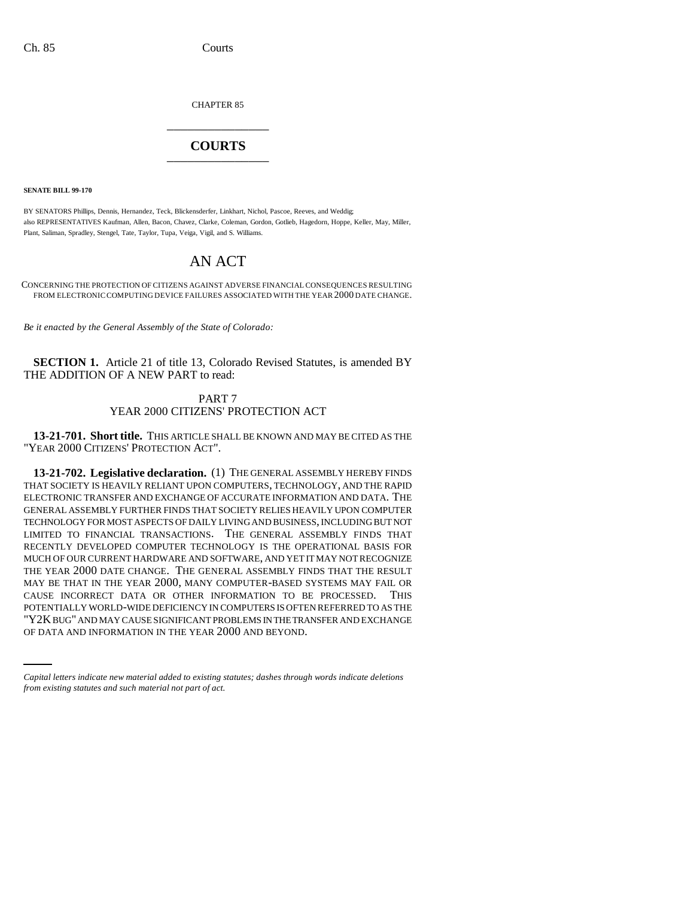CHAPTER 85

# COURTS

**SENATE BILL 99-170**

BY SENATORS Phillips, Dennis, Hernandez, Teck, Blickensderfer, Linkhart, Nichol, Pascoe, Reeves, and Weddig;
also REPRESENTATIVES Kaufman, Allen, Bacon, Chavez, Clarke, Coleman, Gordon, Gotlieb, Hagedorn, Hoppe, Keller, May, Miller, Plant, Saliman, Spradley, Stengel, Tate, Taylor, Tupa, Veiga, Vigil, and S. Williams.

## AN ACT

CONCERNING THE PROTECTION OF CITIZENS AGAINST ADVERSE FINANCIAL CONSEQUENCES RESULTING FROM ELECTRONIC COMPUTING DEVICE FAILURES ASSOCIATED WITH THE YEAR 2000 DATE CHANGE.

*Be it enacted by the General Assembly of the State of Colorado:*

**SECTION 1.** Article 21 of title 13, Colorado Revised Statutes, is amended BY THE ADDITION OF A NEW PART to read:

PART 7
YEAR 2000 CITIZENS' PROTECTION ACT

**13-21-701. Short title.** THIS ARTICLE SHALL BE KNOWN AND MAY BE CITED AS THE "YEAR 2000 CITIZENS' PROTECTION ACT".

**13-21-702. Legislative declaration.** (1) THE GENERAL ASSEMBLY HEREBY FINDS THAT SOCIETY IS HEAVILY RELIANT UPON COMPUTERS, TECHNOLOGY, AND THE RAPID ELECTRONIC TRANSFER AND EXCHANGE OF ACCURATE INFORMATION AND DATA. THE GENERAL ASSEMBLY FURTHER FINDS THAT SOCIETY RELIES HEAVILY UPON COMPUTER TECHNOLOGY FOR MOST ASPECTS OF DAILY LIVING AND BUSINESS, INCLUDING BUT NOT LIMITED TO FINANCIAL TRANSACTIONS. THE GENERAL ASSEMBLY FINDS THAT RECENTLY DEVELOPED COMPUTER TECHNOLOGY IS THE OPERATIONAL BASIS FOR MUCH OF OUR CURRENT HARDWARE AND SOFTWARE, AND YET IT MAY NOT RECOGNIZE THE YEAR 2000 DATE CHANGE. THE GENERAL ASSEMBLY FINDS THAT THE RESULT MAY BE THAT IN THE YEAR 2000, MANY COMPUTER-BASED SYSTEMS MAY FAIL OR CAUSE INCORRECT DATA OR OTHER INFORMATION TO BE PROCESSED. THIS POTENTIALLY WORLD-WIDE DEFICIENCY IN COMPUTERS IS OFTEN REFERRED TO AS THE "Y2K BUG" AND MAY CAUSE SIGNIFICANT PROBLEMS IN THE TRANSFER AND EXCHANGE OF DATA AND INFORMATION IN THE YEAR 2000 AND BEYOND.

*Capital letters indicate new material added to existing statutes; dashes through words indicate deletions from existing statutes and such material not part of act.*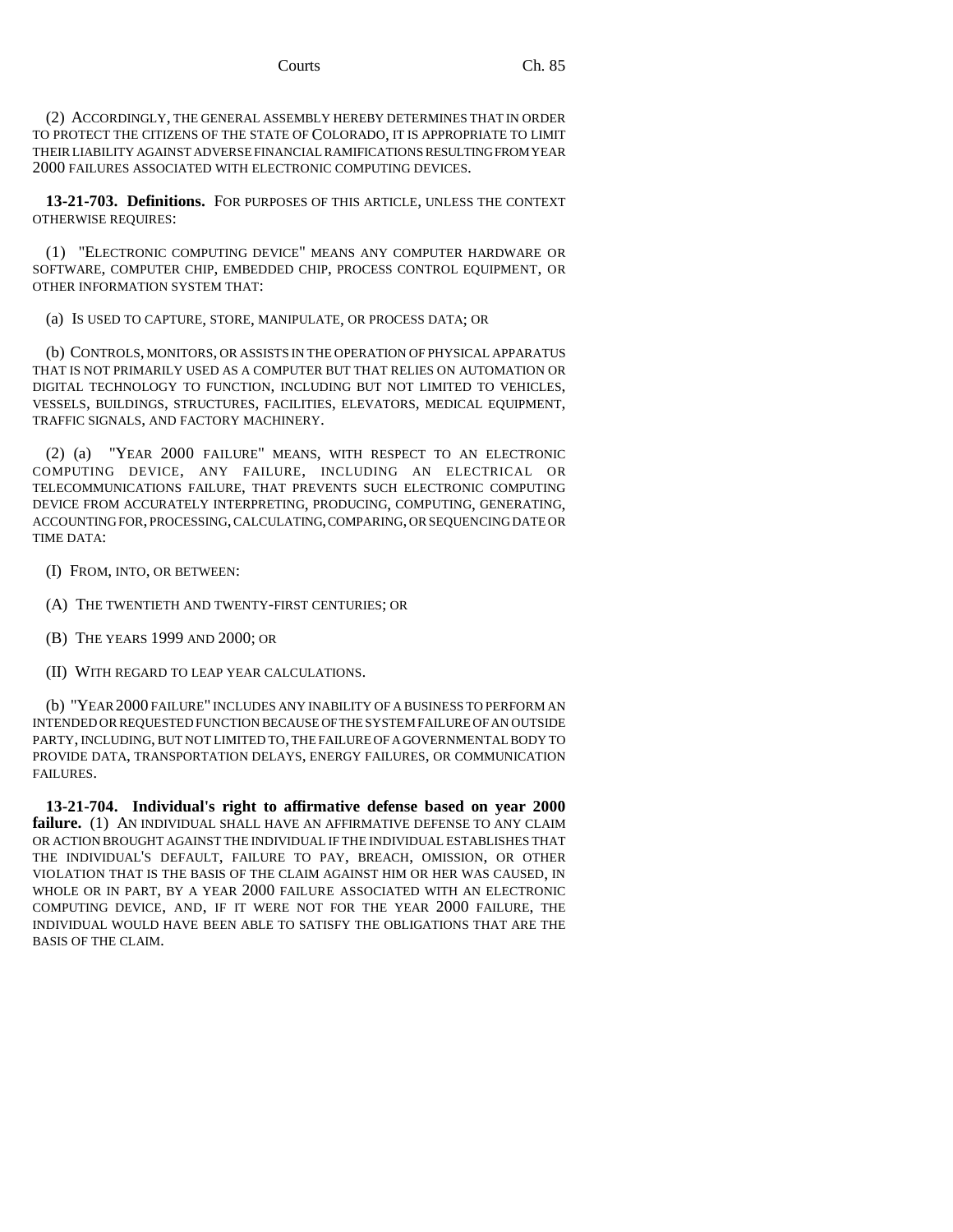(2) ACCORDINGLY, THE GENERAL ASSEMBLY HEREBY DETERMINES THAT IN ORDER TO PROTECT THE CITIZENS OF THE STATE OF COLORADO, IT IS APPROPRIATE TO LIMIT THEIR LIABILITY AGAINST ADVERSE FINANCIAL RAMIFICATIONS RESULTING FROM YEAR 2000 FAILURES ASSOCIATED WITH ELECTRONIC COMPUTING DEVICES.

**13-21-703. Definitions.** FOR PURPOSES OF THIS ARTICLE, UNLESS THE CONTEXT OTHERWISE REQUIRES:

(1) "ELECTRONIC COMPUTING DEVICE" MEANS ANY COMPUTER HARDWARE OR SOFTWARE, COMPUTER CHIP, EMBEDDED CHIP, PROCESS CONTROL EQUIPMENT, OR OTHER INFORMATION SYSTEM THAT:

(a) IS USED TO CAPTURE, STORE, MANIPULATE, OR PROCESS DATA; OR

(b) CONTROLS, MONITORS, OR ASSISTS IN THE OPERATION OF PHYSICAL APPARATUS THAT IS NOT PRIMARILY USED AS A COMPUTER BUT THAT RELIES ON AUTOMATION OR DIGITAL TECHNOLOGY TO FUNCTION, INCLUDING BUT NOT LIMITED TO VEHICLES, VESSELS, BUILDINGS, STRUCTURES, FACILITIES, ELEVATORS, MEDICAL EQUIPMENT, TRAFFIC SIGNALS, AND FACTORY MACHINERY.

(2) (a) "YEAR 2000 FAILURE" MEANS, WITH RESPECT TO AN ELECTRONIC COMPUTING DEVICE, ANY FAILURE, INCLUDING AN ELECTRICAL OR TELECOMMUNICATIONS FAILURE, THAT PREVENTS SUCH ELECTRONIC COMPUTING DEVICE FROM ACCURATELY INTERPRETING, PRODUCING, COMPUTING, GENERATING, ACCOUNTING FOR, PROCESSING, CALCULATING, COMPARING, OR SEQUENCING DATE OR TIME DATA:

(I) FROM, INTO, OR BETWEEN:

(A) THE TWENTIETH AND TWENTY-FIRST CENTURIES; OR

(B) THE YEARS 1999 AND 2000; OR

(II) WITH REGARD TO LEAP YEAR CALCULATIONS.

(b) "YEAR 2000 FAILURE" INCLUDES ANY INABILITY OF A BUSINESS TO PERFORM AN INTENDED OR REQUESTED FUNCTION BECAUSE OF THE SYSTEM FAILURE OF AN OUTSIDE PARTY, INCLUDING, BUT NOT LIMITED TO, THE FAILURE OF A GOVERNMENTAL BODY TO PROVIDE DATA, TRANSPORTATION DELAYS, ENERGY FAILURES, OR COMMUNICATION FAILURES.

**13-21-704. Individual's right to affirmative defense based on year 2000 failure.** (1) AN INDIVIDUAL SHALL HAVE AN AFFIRMATIVE DEFENSE TO ANY CLAIM OR ACTION BROUGHT AGAINST THE INDIVIDUAL IF THE INDIVIDUAL ESTABLISHES THAT THE INDIVIDUAL'S DEFAULT, FAILURE TO PAY, BREACH, OMISSION, OR OTHER VIOLATION THAT IS THE BASIS OF THE CLAIM AGAINST HIM OR HER WAS CAUSED, IN WHOLE OR IN PART, BY A YEAR 2000 FAILURE ASSOCIATED WITH AN ELECTRONIC COMPUTING DEVICE, AND, IF IT WERE NOT FOR THE YEAR 2000 FAILURE, THE INDIVIDUAL WOULD HAVE BEEN ABLE TO SATISFY THE OBLIGATIONS THAT ARE THE BASIS OF THE CLAIM.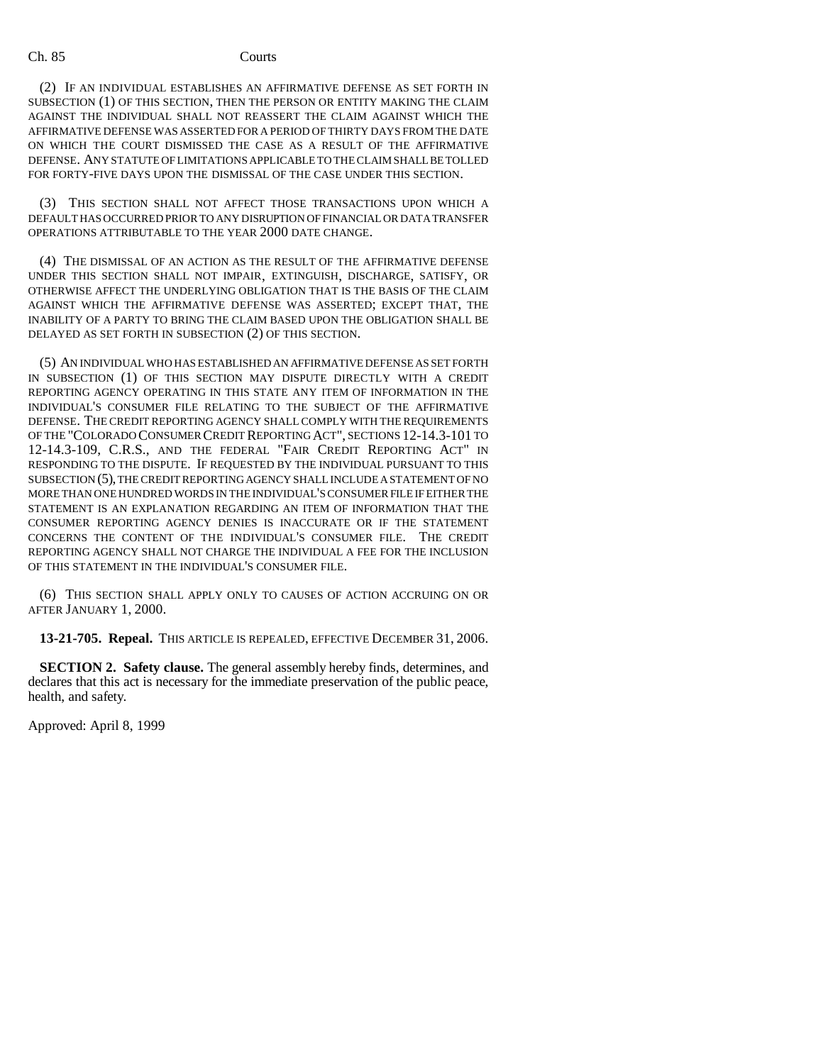(2) IF AN INDIVIDUAL ESTABLISHES AN AFFIRMATIVE DEFENSE AS SET FORTH IN SUBSECTION (1) OF THIS SECTION, THEN THE PERSON OR ENTITY MAKING THE CLAIM AGAINST THE INDIVIDUAL SHALL NOT REASSERT THE CLAIM AGAINST WHICH THE AFFIRMATIVE DEFENSE WAS ASSERTED FOR A PERIOD OF THIRTY DAYS FROM THE DATE ON WHICH THE COURT DISMISSED THE CASE AS A RESULT OF THE AFFIRMATIVE DEFENSE. ANY STATUTE OF LIMITATIONS APPLICABLE TO THE CLAIM SHALL BE TOLLED FOR FORTY-FIVE DAYS UPON THE DISMISSAL OF THE CASE UNDER THIS SECTION.

(3) THIS SECTION SHALL NOT AFFECT THOSE TRANSACTIONS UPON WHICH A DEFAULT HAS OCCURRED PRIOR TO ANY DISRUPTION OF FINANCIAL OR DATA TRANSFER OPERATIONS ATTRIBUTABLE TO THE YEAR 2000 DATE CHANGE.

(4) THE DISMISSAL OF AN ACTION AS THE RESULT OF THE AFFIRMATIVE DEFENSE UNDER THIS SECTION SHALL NOT IMPAIR, EXTINGUISH, DISCHARGE, SATISFY, OR OTHERWISE AFFECT THE UNDERLYING OBLIGATION THAT IS THE BASIS OF THE CLAIM AGAINST WHICH THE AFFIRMATIVE DEFENSE WAS ASSERTED; EXCEPT THAT, THE INABILITY OF A PARTY TO BRING THE CLAIM BASED UPON THE OBLIGATION SHALL BE DELAYED AS SET FORTH IN SUBSECTION (2) OF THIS SECTION.

(5) AN INDIVIDUAL WHO HAS ESTABLISHED AN AFFIRMATIVE DEFENSE AS SET FORTH IN SUBSECTION (1) OF THIS SECTION MAY DISPUTE DIRECTLY WITH A CREDIT REPORTING AGENCY OPERATING IN THIS STATE ANY ITEM OF INFORMATION IN THE INDIVIDUAL'S CONSUMER FILE RELATING TO THE SUBJECT OF THE AFFIRMATIVE DEFENSE. THE CREDIT REPORTING AGENCY SHALL COMPLY WITH THE REQUIREMENTS OF THE "COLORADO CONSUMER CREDIT REPORTING ACT", SECTIONS 12-14.3-101 TO 12-14.3-109, C.R.S., AND THE FEDERAL "FAIR CREDIT REPORTING ACT" IN RESPONDING TO THE DISPUTE. IF REQUESTED BY THE INDIVIDUAL PURSUANT TO THIS SUBSECTION (5), THE CREDIT REPORTING AGENCY SHALL INCLUDE A STATEMENT OF NO MORE THAN ONE HUNDRED WORDS IN THE INDIVIDUAL'S CONSUMER FILE IF EITHER THE STATEMENT IS AN EXPLANATION REGARDING AN ITEM OF INFORMATION THAT THE CONSUMER REPORTING AGENCY DENIES IS INACCURATE OR IF THE STATEMENT CONCERNS THE CONTENT OF THE INDIVIDUAL'S CONSUMER FILE. THE CREDIT REPORTING AGENCY SHALL NOT CHARGE THE INDIVIDUAL A FEE FOR THE INCLUSION OF THIS STATEMENT IN THE INDIVIDUAL'S CONSUMER FILE.

(6) THIS SECTION SHALL APPLY ONLY TO CAUSES OF ACTION ACCRUING ON OR AFTER JANUARY 1, 2000.

**13-21-705. Repeal.** THIS ARTICLE IS REPEALED, EFFECTIVE DECEMBER 31, 2006.

**SECTION 2. Safety clause.** The general assembly hereby finds, determines, and declares that this act is necessary for the immediate preservation of the public peace, health, and safety.

Approved: April 8, 1999